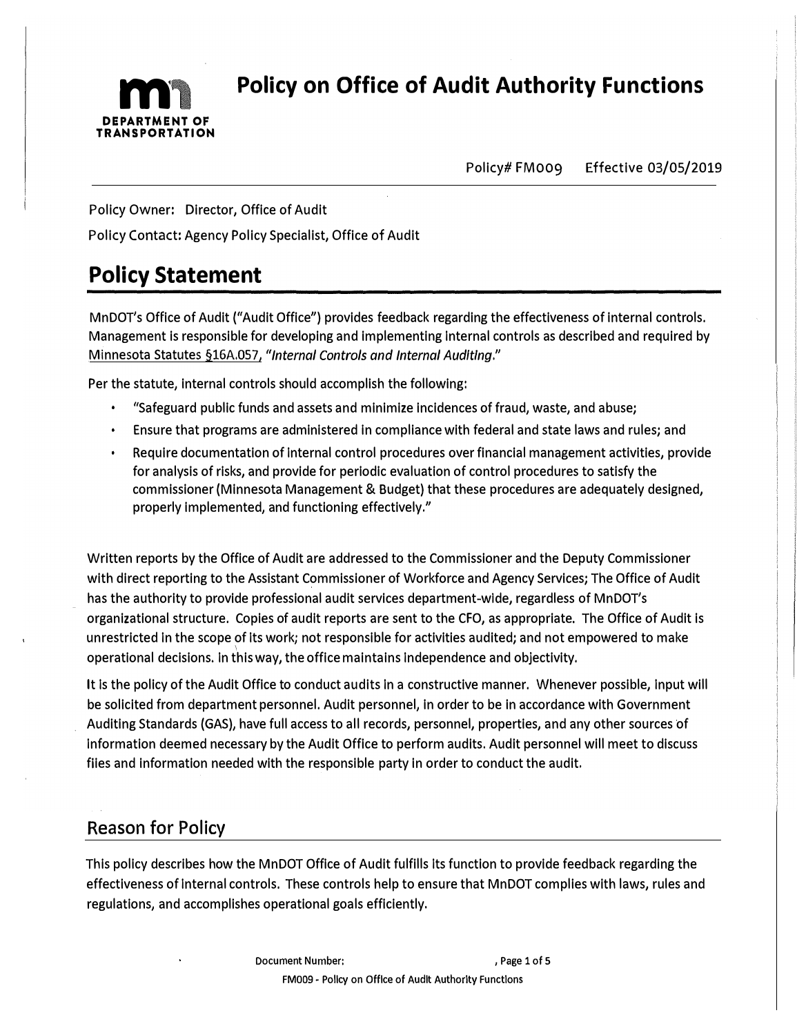# Policy on Office of Audit Authority Functions

DEPARTMENT OF TRANSPORTATION

Policy# FM009 Effective 03/05/2019

Policy Owner: Director, Office of Audit

Policy Contact: Agency Policy Specialist, Office of Audit

## Policy Statement

MnDOT's Office of Audit ("Audit Office") provides feedback regarding the effectiveness of internal controls. Management is responsible for developing and implementing internal controls as described and required by Minnesota Statutes §16A.057, *"Internal Controls and Internal Auditing."*

Per the statute, internal controls should accomplish the following:

- "Safeguard public funds and assets and minimize incidences of fraud, waste, and abuse;
- Ensure that programs are administered in compliance with federal and state laws and rules; and
- Require documentation of internal control procedures over financial management activities, provide for analysis of risks, and provide for periodic evaluation of control procedures to satisfy the commissioner (Minnesota Management & Budget) that these procedures are adequately designed, properly implemented, and functioning effectively."

Written reports by the Office of Audit are addressed to the Commissioner and the Deputy Commissioner with direct reporting to the Assistant Commissioner of Workforce and Agency Services; The Office of Audit has the authority to provide professional audit services department-wide, regardless of MnDOT's organizational structure. Copies of audit reports are sent to the CFO, as appropriate. The Office of Audit is unrestricted in the scope of its work; not responsible for activities audited; and not empowered to make operational decisions. In this way, the office maintains independence and objectivity.

It is the policy of the Audit Office to conduct audits in a constructive manner. Whenever possible, input will be solicited from department personnel. Audit personnel, in order to be in accordance with Government Auditing Standards (GAS), have full access to all records, personnel, properties, and any other sources of information deemed necessary by the Audit Office to perform audits. Audit personnel will meet to discuss files and information needed with the responsible party in order to conduct the audit.

## Reason for Policy

This policy describes how the MnDOT Office of Audit fulfills its function to provide feedback regarding the effectiveness of internal controls. These controls help to ensure that MnDOT complies with laws, rules and regulations, and accomplishes operational goals efficiently.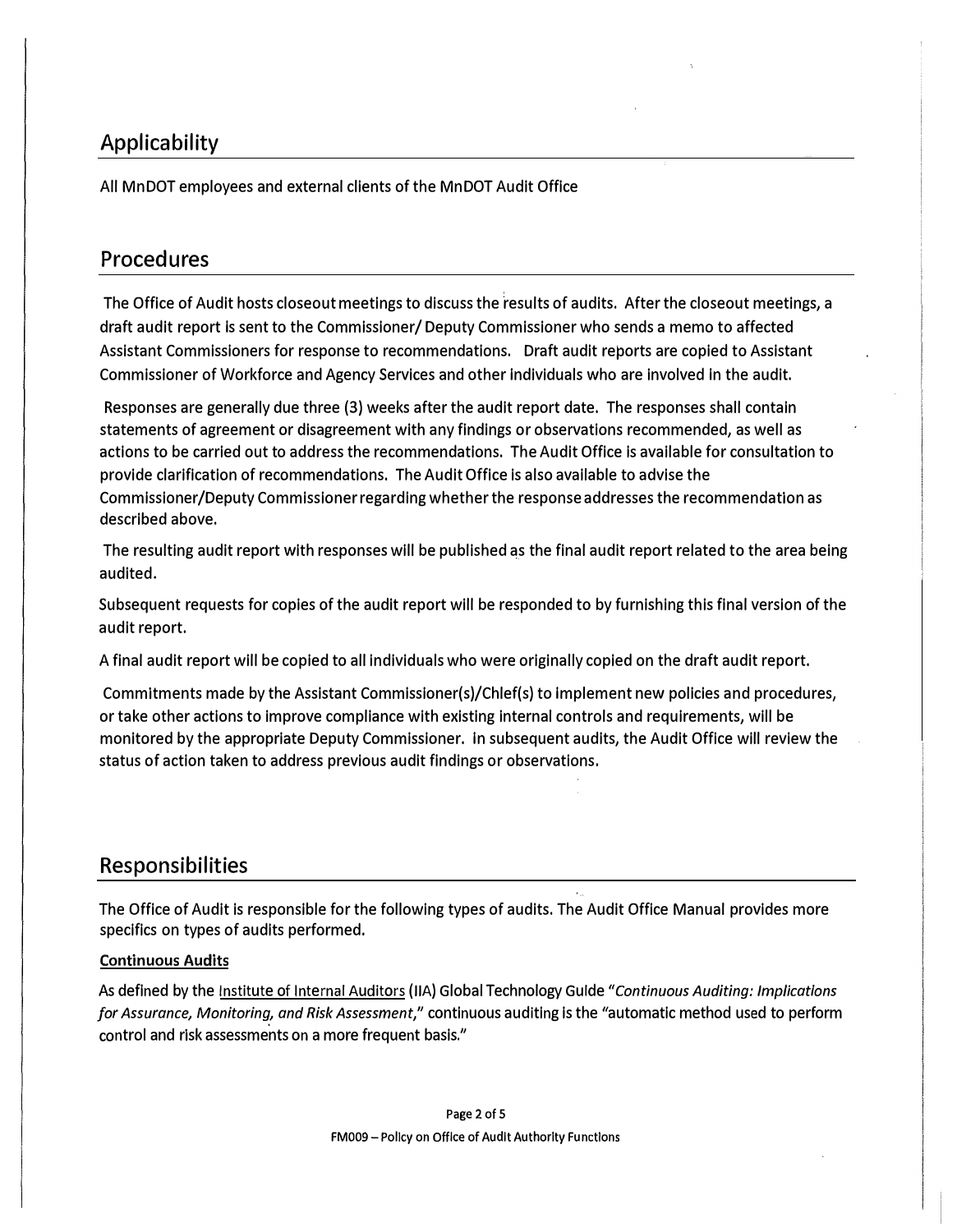## Applicability

All MnDOT employees and external clients of the MnDOT Audit Office

## Procedures

The Office of Audit hosts closeout meetings to discuss the results of audits. After the closeout meetings, a draft audit report is sent to the Commissioner/ Deputy Commissioner who sends a memo to affected Assistant Commissioners for response to recommendations. Draft audit reports are copied to Assistant Commissioner of Workforce and Agency Services and other individuals who are involved in the audit.

Responses are generally due three (3) weeks after the audit report date. The responses shall contain statements of agreement or disagreement with any findings or observations recommended, as well as actions to be carried out to address the recommendations. The Audit Office is available for consultation to provide clarification of recommendations. The Audit Office is also available to advise the Commissioner/Deputy Commissioner regarding whether the response addresses the recommendation as described above.

The resulting audit report with responses will be published as the final audit report related to the area being audited.

Subsequent requests for copies of the audit report will be responded to by furnishing this final version of the audit report.

A final audit report will be copied to all individuals who were originally copied on the draft audit report.

Commitments made by the Assistant Commissioner(s)/Chief(s) to implement new policies and procedures, or take other actions to improve compliance with existing internal controls and requirements, will be monitored by the appropriate Deputy Commissioner. In subsequent audits, the Audit Office will review the status of action taken to address previous audit findings or observations.

## Responsibilities

The Office of Audit is responsible for the following types of audits. The Audit Office Manual provides more specifics on types of audits performed.

**Continuous Audits**

As defined by the Institute of Internal Auditors (IIA) Global Technology Guide *"Continuous Auditing: Implications for Assurance, Monitoring, and Risk Assessment,"* continuous auditing is the "automatic method used to perform control and risk assessments on a more frequent basis."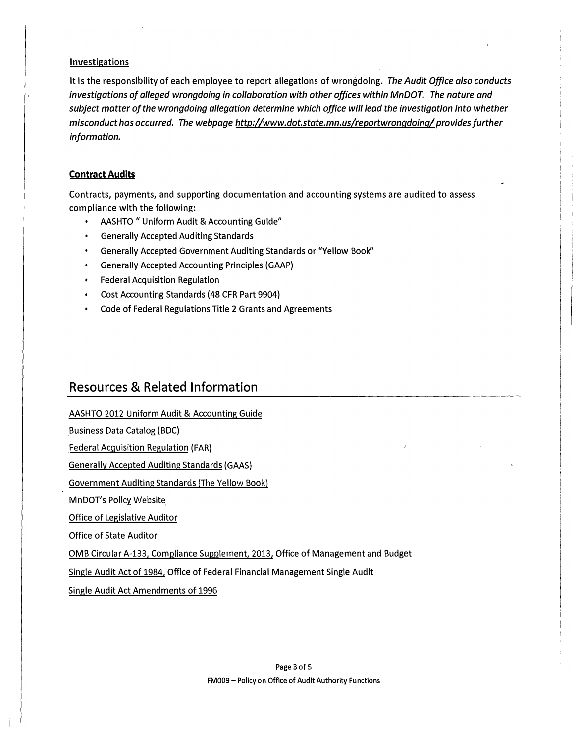### Investigations

It is the responsibility of each employee to report allegations of wrongdoing. *The Audit Office also conducts investigations of alleged wrongdoing in collaboration with other offices within MnDOT. The nature and subject matter of the wrongdoing allegation determine which office will lead the investigation into whether misconduct has occurred. The webpage http://www.dot.state.mn.us/reportwrongdoing/ provides further information.*

### **Contract Audits**

Contracts, payments, and supporting documentation and accounting systems are audited to assess compliance with the following:

- AASHTO " Uniform Audit & Accounting Guide"
- Generally Accepted Auditing Standards
- Generally Accepted Government Auditing Standards or "Yellow Book"
- Generally Accepted Accounting Principles (GAAP)
- Federal Acquisition Regulation
- Cost Accounting Standards (48 CFR Part 9904)
- Code of Federal Regulations Title 2 Grants and Agreements

## Resources & Related Information

AASHTO 2012 Uniform Audit & Accounting Guide

Business Data Catalog (BDC)

Federal Acquisition Regulation (FAR)

Generally Accepted Auditing Standards (GAAS)

Government Auditing Standards (The Yellow Book)

MnDOT's Policy Website

Office of Legislative Auditor

Office of State Auditor

OMB Circular A-133, Compliance Supplement, 2013, Office of Management and Budget

Single Audit Act of 1984, Office of Federal Financial Management Single Audit

Single Audit Act Amendments of 1996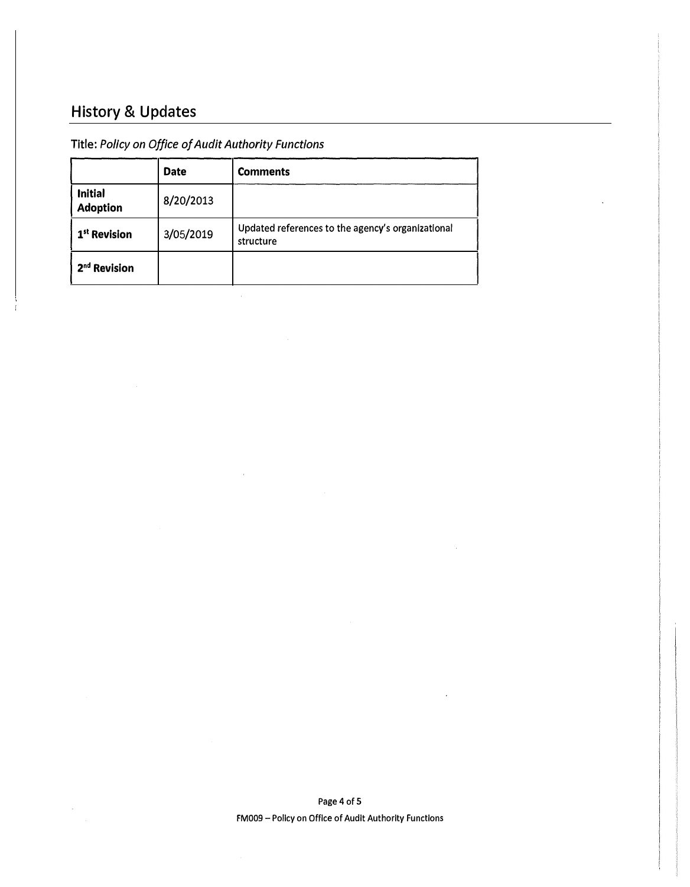## History & Updates

Title: *Policy on Office of Audit Authority Functions*

| | Date | Comments |
|---|---|---|
| **Initial Adoption** | 8/20/2013 | |
| **1st Revision** | 3/05/2019 | Updated references to the agency's organizational structure |
| **2nd Revision** | | |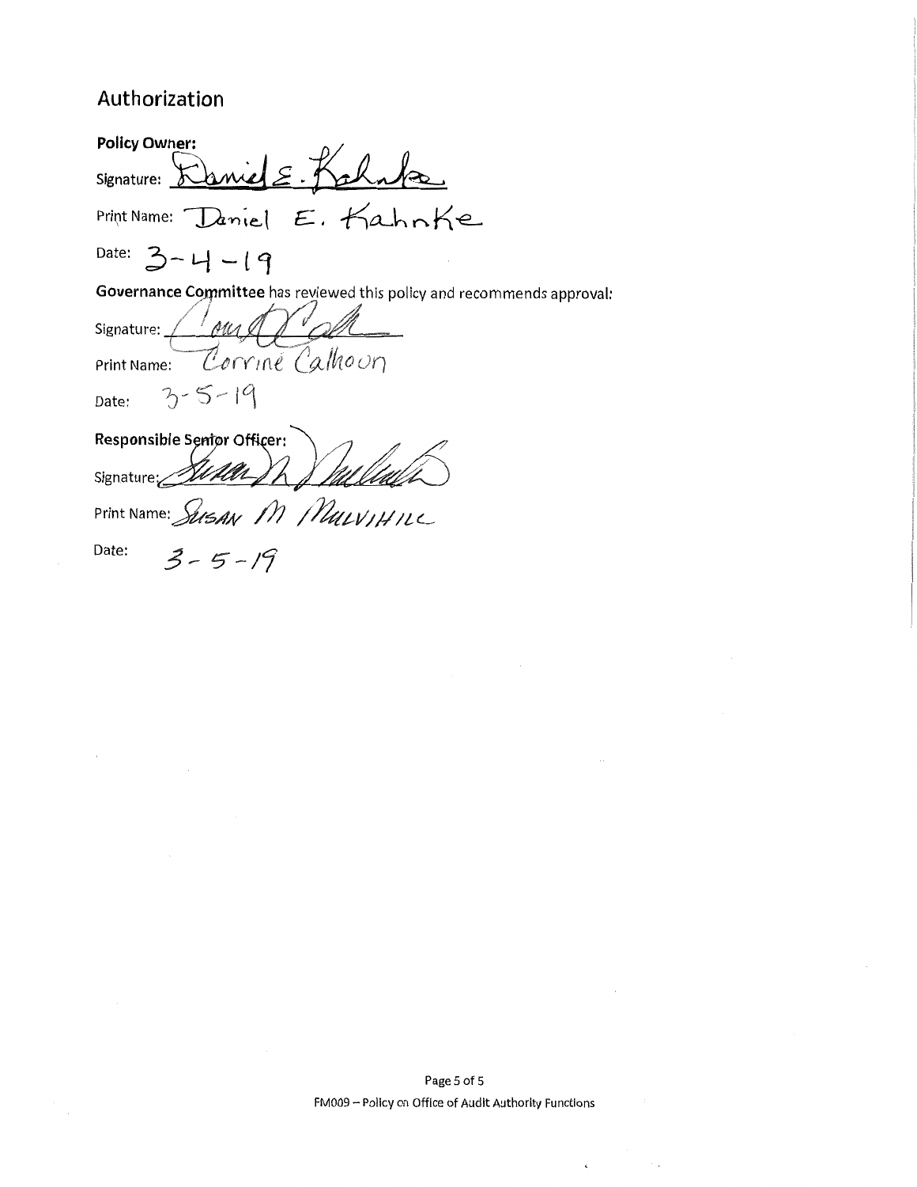## Authorization

**Policy Owner:**

Signature: Daniel E. Kahnke

Print Name: Daniel E. Kahnke

Date: 3-4-19

**Governance Committee** has reviewed this policy and recommends approval:

Signature: Corrine Calhoon

Print Name: Corrine Calhoon

Date: 3-5-19

**Responsible Senior Officer:**

Signature: Susan M Mulvihill

Print Name: SUSAN M MULVIHILL

Date: 3-5-19

FM009 – Policy on Office of Audit Authority Functions